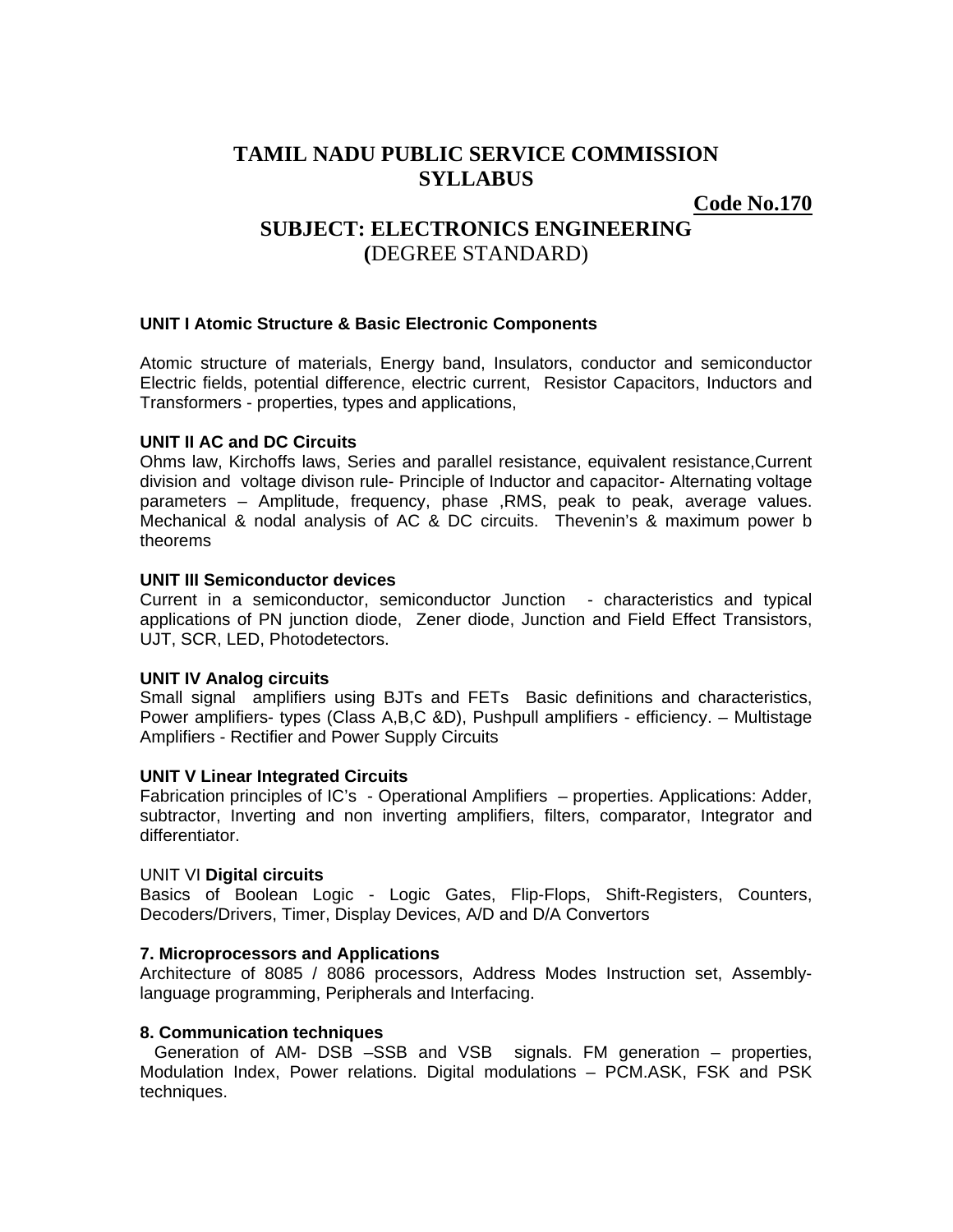# TAMIL NADU PUBLIC SERVICE COMMISSION SYLLABUS

**Code No.170**

## SUBJECT: ELECTRONICS ENGINEERING (DEGREE STANDARD)

**UNIT I Atomic Structure & Basic Electronic Components**

Atomic structure of materials, Energy band, Insulators, conductor and semiconductor Electric fields, potential difference, electric current, Resistor Capacitors, Inductors and Transformers - properties, types and applications,

**UNIT II AC and DC Circuits**

Ohms law, Kirchoffs laws, Series and parallel resistance, equivalent resistance,Current division and voltage divison rule- Principle of Inductor and capacitor- Alternating voltage parameters – Amplitude, frequency, phase ,RMS, peak to peak, average values. Mechanical & nodal analysis of AC & DC circuits. Thevenin's & maximum power b theorems

**UNIT III Semiconductor devices**

Current in a semiconductor, semiconductor Junction - characteristics and typical applications of PN junction diode, Zener diode, Junction and Field Effect Transistors, UJT, SCR, LED, Photodetectors.

**UNIT IV Analog circuits**

Small signal amplifiers using BJTs and FETs Basic definitions and characteristics, Power amplifiers- types (Class A,B,C &D), Pushpull amplifiers - efficiency. – Multistage Amplifiers - Rectifier and Power Supply Circuits

**UNIT V Linear Integrated Circuits**

Fabrication principles of IC's - Operational Amplifiers – properties. Applications: Adder, subtractor, Inverting and non inverting amplifiers, filters, comparator, Integrator and differentiator.

UNIT VI **Digital circuits**

Basics of Boolean Logic - Logic Gates, Flip-Flops, Shift-Registers, Counters, Decoders/Drivers, Timer, Display Devices, A/D and D/A Convertors

**7. Microprocessors and Applications**

Architecture of 8085 / 8086 processors, Address Modes Instruction set, Assembly-language programming, Peripherals and Interfacing.

**8. Communication techniques**

Generation of AM- DSB –SSB and VSB signals. FM generation – properties, Modulation Index, Power relations. Digital modulations – PCM.ASK, FSK and PSK techniques.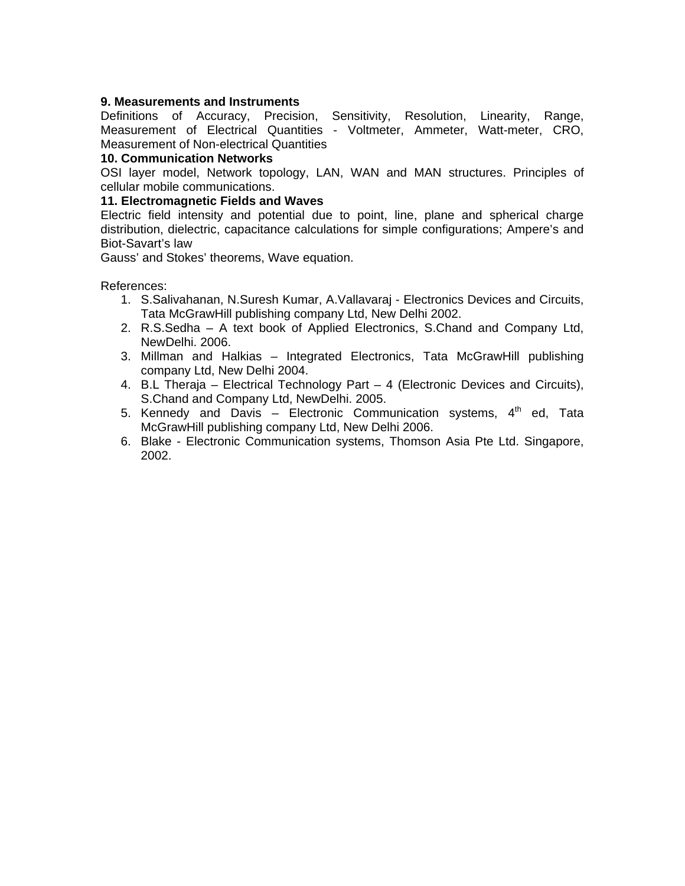**9. Measurements and Instruments**

Definitions of Accuracy, Precision, Sensitivity, Resolution, Linearity, Range, Measurement of Electrical Quantities - Voltmeter, Ammeter, Watt-meter, CRO, Measurement of Non-electrical Quantities

**10. Communication Networks**

OSI layer model, Network topology, LAN, WAN and MAN structures. Principles of cellular mobile communications.

**11. Electromagnetic Fields and Waves**

Electric field intensity and potential due to point, line, plane and spherical charge distribution, dielectric, capacitance calculations for simple configurations; Ampere's and Biot-Savart's law

Gauss' and Stokes' theorems, Wave equation.

References:

1. S.Salivahanan, N.Suresh Kumar, A.Vallavaraj - Electronics Devices and Circuits, Tata McGrawHill publishing company Ltd, New Delhi 2002.
2. R.S.Sedha – A text book of Applied Electronics, S.Chand and Company Ltd, NewDelhi. 2006.
3. Millman and Halkias – Integrated Electronics, Tata McGrawHill publishing company Ltd, New Delhi 2004.
4. B.L Theraja – Electrical Technology Part – 4 (Electronic Devices and Circuits), S.Chand and Company Ltd, NewDelhi. 2005.
5. Kennedy and Davis – Electronic Communication systems, $4^{th}$ ed, Tata McGrawHill publishing company Ltd, New Delhi 2006.
6. Blake - Electronic Communication systems, Thomson Asia Pte Ltd. Singapore, 2002.